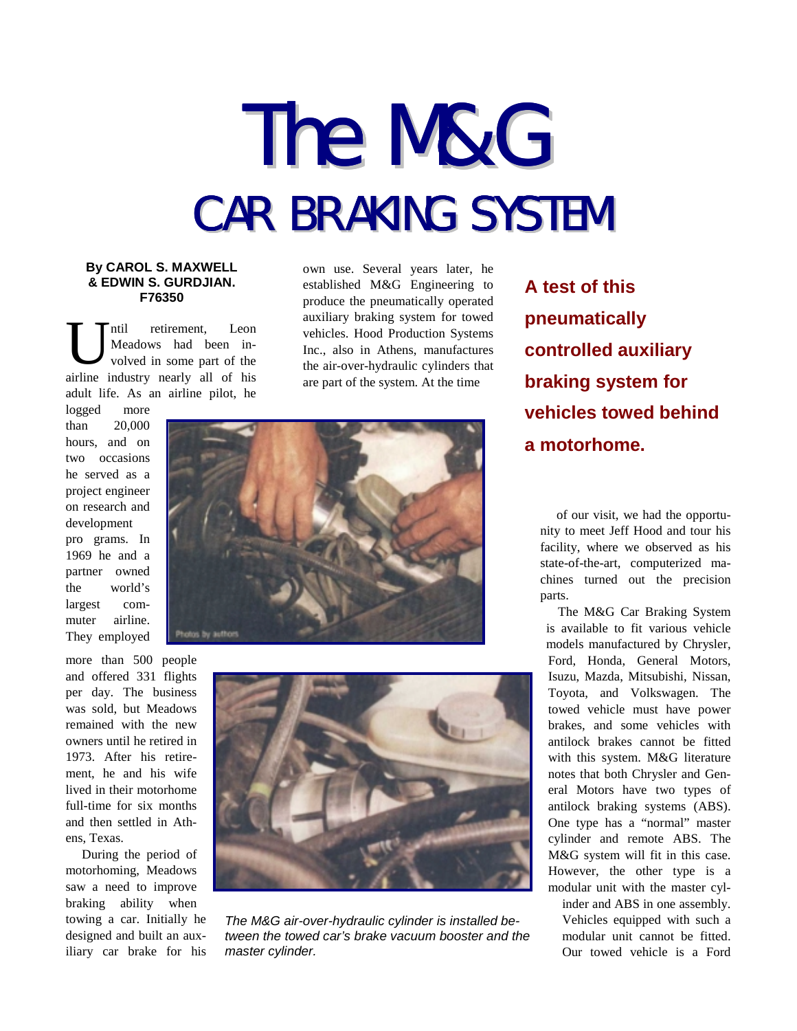# The M&G

## CAR BRAKING SYSTEM

**By CAROL S. MAXWELL & EDWIN S. GURDJIAN. F76350**

**A test of this pneumatically controlled auxiliary braking system for vehicles towed behind a motorhome.**

Until retirement, Leon Meadows had been involved in some part of the airline industry nearly all of his adult life. As an airline pilot, he logged more than 20,000 hours, and on two occasions he served as a project engineer on research and development programs. In 1969 he and a partner owned the world's largest commuter airline. They employed more than 500 people and offered 331 flights per day. The business was sold, but Meadows remained with the new owners until he retired in 1973. After his retirement, he and his wife lived in their motorhome full-time for six months and then settled in Athens, Texas.

During the period of motorhoming, Meadows saw a need to improve braking ability when towing a car. Initially he designed and built an auxiliary car brake for his own use. Several years later, he established M&G Engineering to produce the pneumatically operated auxiliary braking system for towed vehicles. Hood Production Systems Inc., also in Athens, manufactures the air-over-hydraulic cylinders that are part of the system. At the time of our visit, we had the opportunity to meet Jeff Hood and tour his facility, where we observed as his state-of-the-art, computerized machines turned out the precision parts.

Photos by authors

*The M&G air-over-hydraulic cylinder is installed between the towed car's brake vacuum booster and the master cylinder.*

The M&G Car Braking System is available to fit various vehicle models manufactured by Chrysler, Ford, Honda, General Motors, Isuzu, Mazda, Mitsubishi, Nissan, Toyota, and Volkswagen. The towed vehicle must have power brakes, and some vehicles with antilock brakes cannot be fitted with this system. M&G literature notes that both Chrysler and General Motors have two types of antilock braking systems (ABS). One type has a "normal" master cylinder and remote ABS. The M&G system will fit in this case. However, the other type is a modular unit with the master cylinder and ABS in one assembly. Vehicles equipped with such a modular unit cannot be fitted. Our towed vehicle is a Ford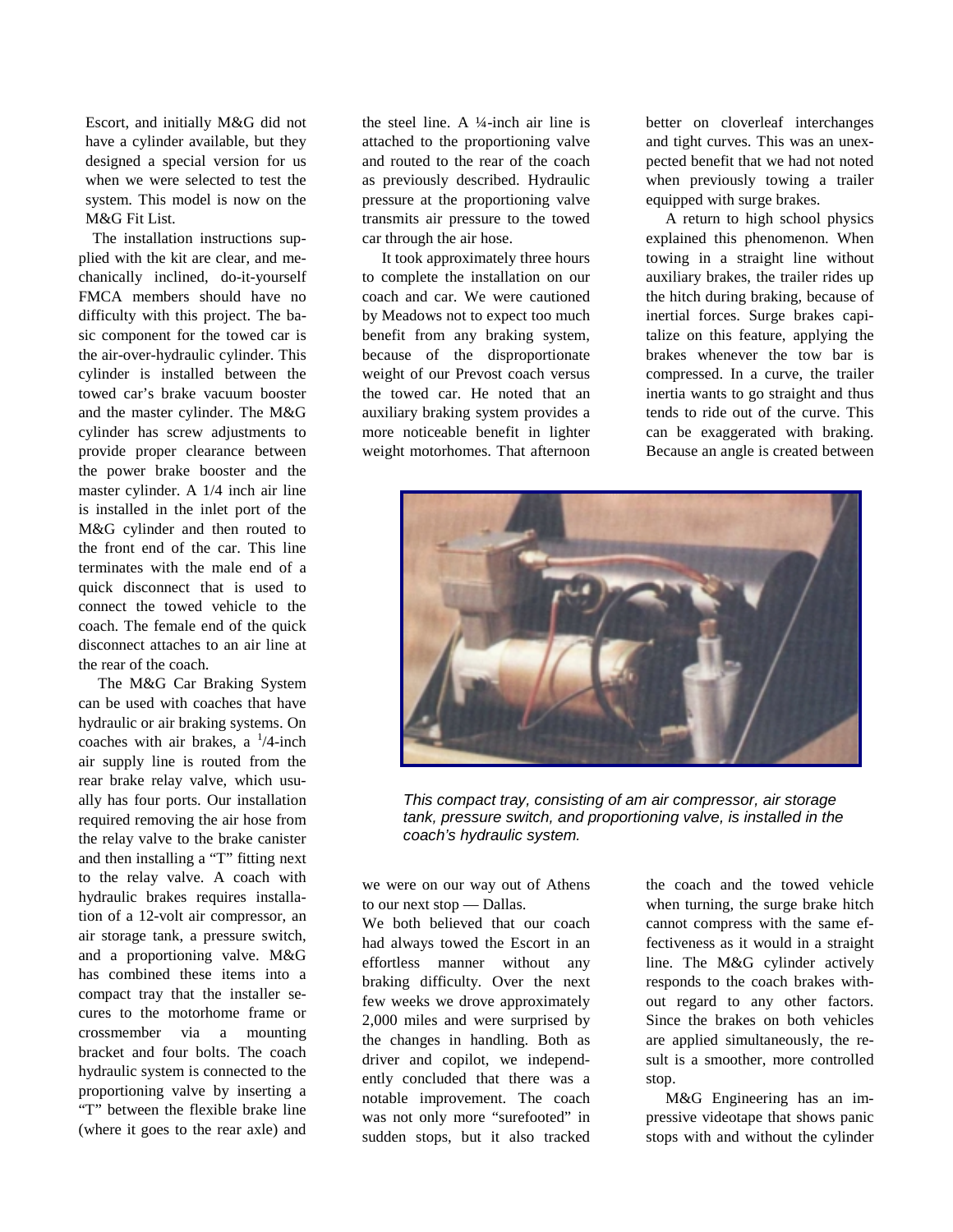Escort, and initially M&G did not have a cylinder available, but they designed a special version for us when we were selected to test the system. This model is now on the M&G Fit List.

The installation instructions supplied with the kit are clear, and mechanically inclined, do-it-yourself FMCA members should have no difficulty with this project. The basic component for the towed car is the air-over-hydraulic cylinder. This cylinder is installed between the towed car's brake vacuum booster and the master cylinder. The M&G cylinder has screw adjustments to provide proper clearance between the power brake booster and the master cylinder. A 1/4 inch air line is installed in the inlet port of the M&G cylinder and then routed to the front end of the car. This line terminates with the male end of a quick disconnect that is used to connect the towed vehicle to the coach. The female end of the quick disconnect attaches to an air line at the rear of the coach.

The M&G Car Braking System can be used with coaches that have hydraulic or air braking systems. On coaches with air brakes, a 1/4-inch air supply line is routed from the rear brake relay valve, which usually has four ports. Our installation required removing the air hose from the relay valve to the brake canister and then installing a "T" fitting next to the relay valve. A coach with hydraulic brakes requires installation of a 12-volt air compressor, an air storage tank, a pressure switch, and a proportioning valve. M&G has combined these items into a compact tray that the installer secures to the motorhome frame or crossmember via a mounting bracket and four bolts. The coach hydraulic system is connected to the proportioning valve by inserting a "T" between the flexible brake line (where it goes to the rear axle) and the steel line. A ¼-inch air line is attached to the proportioning valve and routed to the rear of the coach as previously described. Hydraulic pressure at the proportioning valve transmits air pressure to the towed car through the air hose.

It took approximately three hours to complete the installation on our coach and car. We were cautioned by Meadows not to expect too much benefit from any braking system, because of the disproportionate weight of our Prevost coach versus the towed car. He noted that an auxiliary braking system provides a more noticeable benefit in lighter weight motorhomes. That afternoon we were on our way out of Athens to our next stop — Dallas.

We both believed that our coach had always towed the Escort in an effortless manner without any braking difficulty. Over the next few weeks we drove approximately 2,000 miles and were surprised by the changes in handling. Both as driver and copilot, we independently concluded that there was a notable improvement. The coach was not only more "surefooted" in sudden stops, but it also tracked better on cloverleaf interchanges and tight curves. This was an unexpected benefit that we had not noted when previously towing a trailer equipped with surge brakes.

A return to high school physics explained this phenomenon. When towing in a straight line without auxiliary brakes, the trailer rides up the hitch during braking, because of inertial forces. Surge brakes capitalize on this feature, applying the brakes whenever the tow bar is compressed. In a curve, the trailer inertia wants to go straight and thus tends to ride out of the curve. This can be exaggerated with braking. Because an angle is created between the coach and the towed vehicle when turning, the surge brake hitch cannot compress with the same effectiveness as it would in a straight line. The M&G cylinder actively responds to the coach brakes without regard to any other factors. Since the brakes on both vehicles are applied simultaneously, the result is a smoother, more controlled stop.

*This compact tray, consisting of am air compressor, air storage tank, pressure switch, and proportioning valve, is installed in the coach's hydraulic system.*

M&G Engineering has an impressive videotape that shows panic stops with and without the cylinder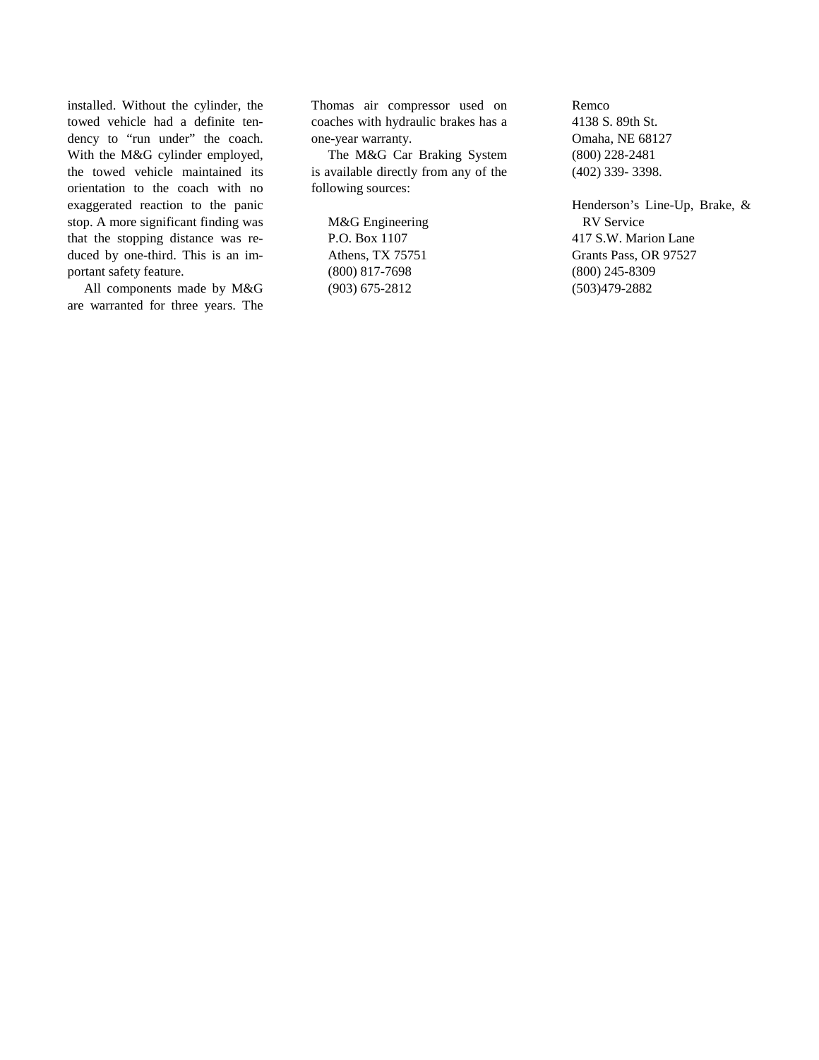installed. Without the cylinder, the towed vehicle had a definite tendency to “run under” the coach. With the M&G cylinder employed, the towed vehicle maintained its orientation to the coach with no exaggerated reaction to the panic stop. A more significant finding was that the stopping distance was reduced by one-third. This is an important safety feature.

All components made by M&G are warranted for three years. The Thomas air compressor used on coaches with hydraulic brakes has a one-year warranty.

The M&G Car Braking System is available directly from any of the following sources:

M&G Engineering
P.O. Box 1107
Athens, TX 75751
(800) 817-7698
(903) 675-2812

Remco
4138 S. 89th St.
Omaha, NE 68127
(800) 228-2481
(402) 339- 3398.

Henderson’s Line-Up, Brake, & RV Service
417 S.W. Marion Lane
Grants Pass, OR 97527
(800) 245-8309
(503)479-2882